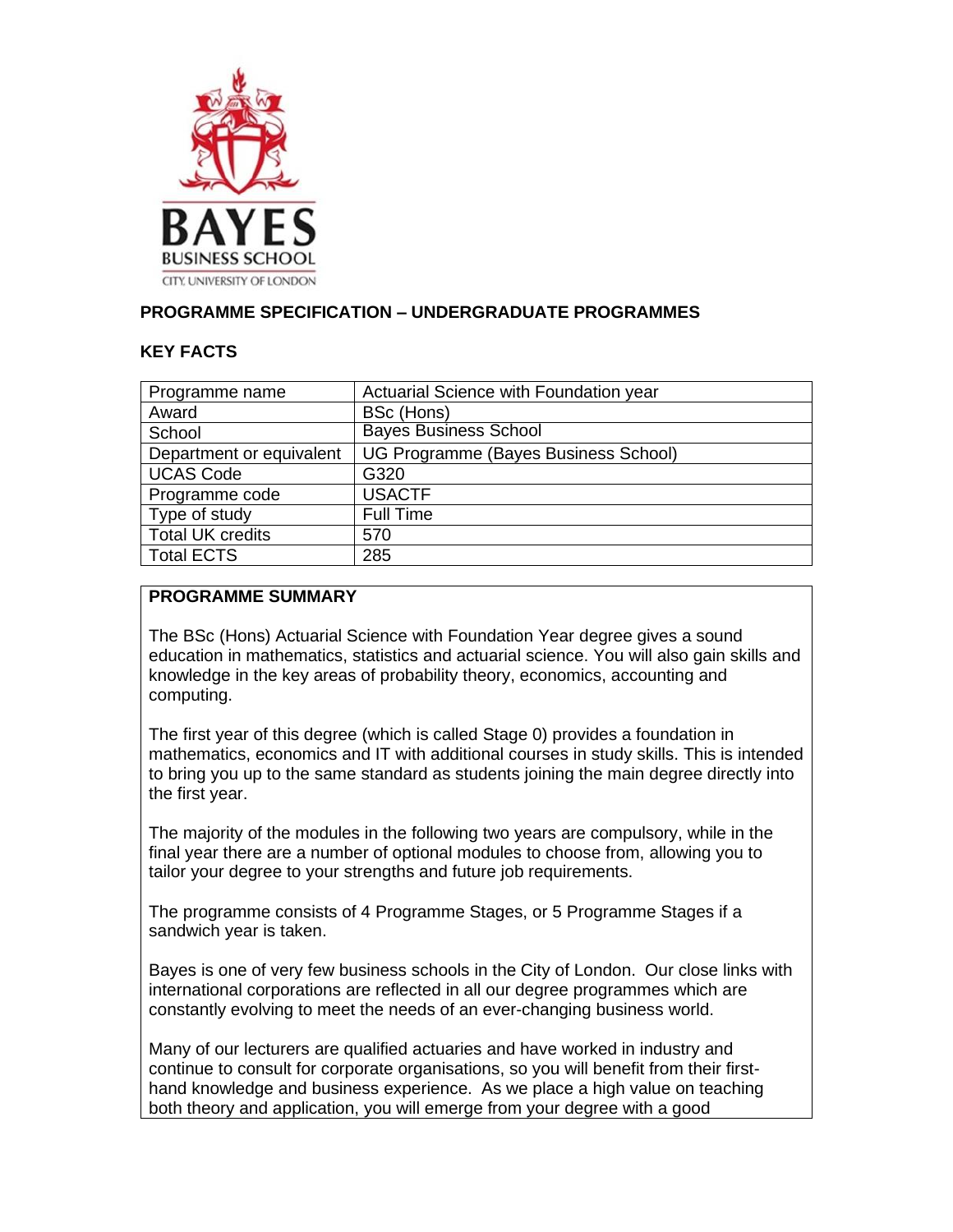## PROGRAMME SPECIFICATION – UNDERGRADUATE PROGRAMMES

### KEY FACTS

| Programme name | Actuarial Science with Foundation year |
| --- | --- |
| Award | BSc (Hons) |
| School | Bayes Business School |
| Department or equivalent | UG Programme (Bayes Business School) |
| UCAS Code | G320 |
| Programme code | USACTF |
| Type of study | Full Time |
| Total UK credits | 570 |
| Total ECTS | 285 |

### PROGRAMME SUMMARY

The BSc (Hons) Actuarial Science with Foundation Year degree gives a sound education in mathematics, statistics and actuarial science. You will also gain skills and knowledge in the key areas of probability theory, economics, accounting and computing.

The first year of this degree (which is called Stage 0) provides a foundation in mathematics, economics and IT with additional courses in study skills. This is intended to bring you up to the same standard as students joining the main degree directly into the first year.

The majority of the modules in the following two years are compulsory, while in the final year there are a number of optional modules to choose from, allowing you to tailor your degree to your strengths and future job requirements.

The programme consists of 4 Programme Stages, or 5 Programme Stages if a sandwich year is taken.

Bayes is one of very few business schools in the City of London. Our close links with international corporations are reflected in all our degree programmes which are constantly evolving to meet the needs of an ever-changing business world.

Many of our lecturers are qualified actuaries and have worked in industry and continue to consult for corporate organisations, so you will benefit from their first-hand knowledge and business experience. As we place a high value on teaching both theory and application, you will emerge from your degree with a good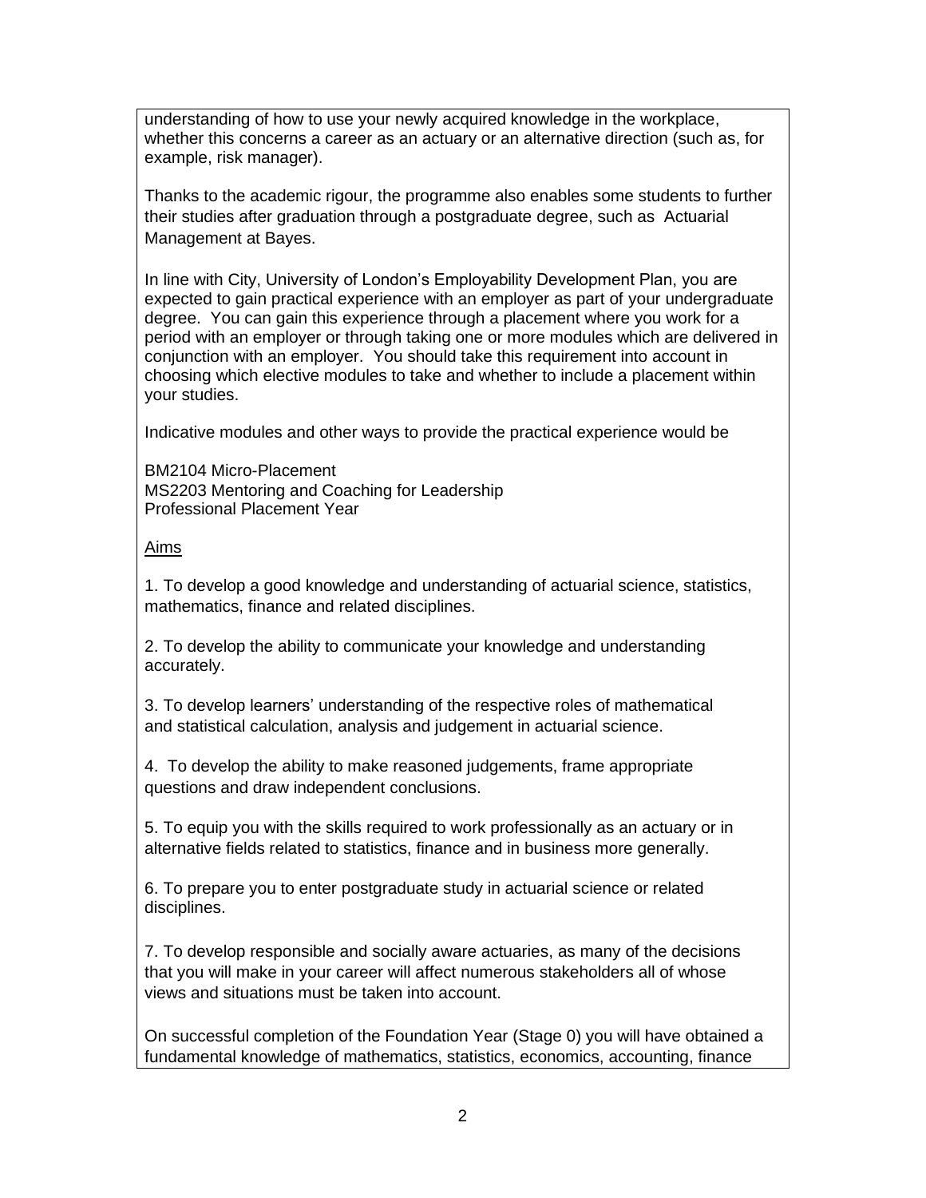understanding of how to use your newly acquired knowledge in the workplace, whether this concerns a career as an actuary or an alternative direction (such as, for example, risk manager).

Thanks to the academic rigour, the programme also enables some students to further their studies after graduation through a postgraduate degree, such as Actuarial Management at Bayes.

In line with City, University of London's Employability Development Plan, you are expected to gain practical experience with an employer as part of your undergraduate degree. You can gain this experience through a placement where you work for a period with an employer or through taking one or more modules which are delivered in conjunction with an employer. You should take this requirement into account in choosing which elective modules to take and whether to include a placement within your studies.

Indicative modules and other ways to provide the practical experience would be

BM2104 Micro-Placement
MS2203 Mentoring and Coaching for Leadership
Professional Placement Year

Aims

1. To develop a good knowledge and understanding of actuarial science, statistics, mathematics, finance and related disciplines.

2. To develop the ability to communicate your knowledge and understanding accurately.

3. To develop learners' understanding of the respective roles of mathematical and statistical calculation, analysis and judgement in actuarial science.

4. To develop the ability to make reasoned judgements, frame appropriate questions and draw independent conclusions.

5. To equip you with the skills required to work professionally as an actuary or in alternative fields related to statistics, finance and in business more generally.

6. To prepare you to enter postgraduate study in actuarial science or related disciplines.

7. To develop responsible and socially aware actuaries, as many of the decisions that you will make in your career will affect numerous stakeholders all of whose views and situations must be taken into account.

On successful completion of the Foundation Year (Stage 0) you will have obtained a fundamental knowledge of mathematics, statistics, economics, accounting, finance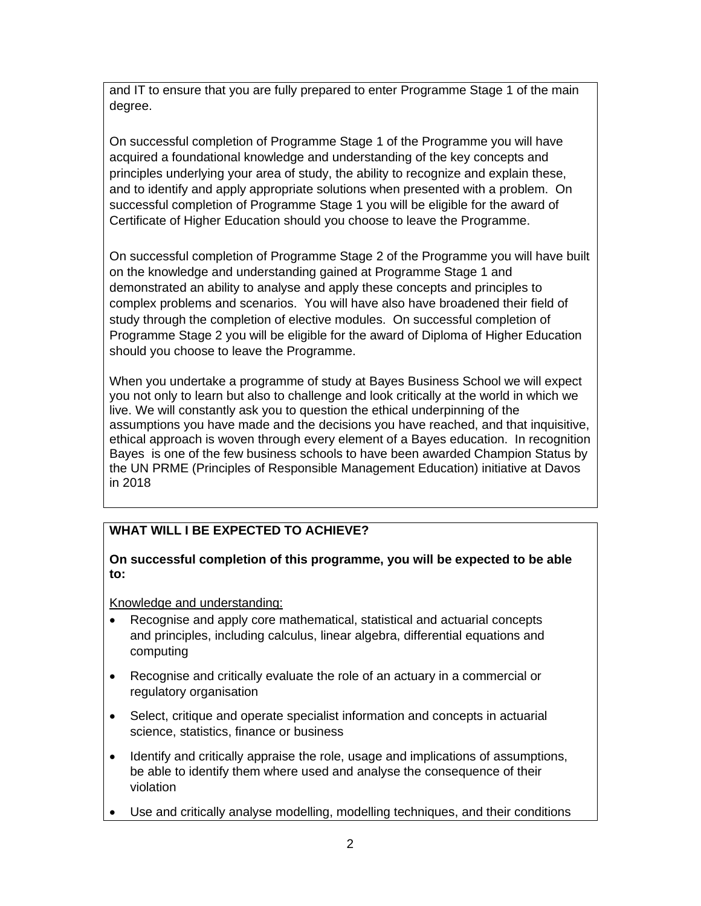and IT to ensure that you are fully prepared to enter Programme Stage 1 of the main degree.

On successful completion of Programme Stage 1 of the Programme you will have acquired a foundational knowledge and understanding of the key concepts and principles underlying your area of study, the ability to recognize and explain these, and to identify and apply appropriate solutions when presented with a problem. On successful completion of Programme Stage 1 you will be eligible for the award of Certificate of Higher Education should you choose to leave the Programme.

On successful completion of Programme Stage 2 of the Programme you will have built on the knowledge and understanding gained at Programme Stage 1 and demonstrated an ability to analyse and apply these concepts and principles to complex problems and scenarios. You will have also have broadened their field of study through the completion of elective modules. On successful completion of Programme Stage 2 you will be eligible for the award of Diploma of Higher Education should you choose to leave the Programme.

When you undertake a programme of study at Bayes Business School we will expect you not only to learn but also to challenge and look critically at the world in which we live. We will constantly ask you to question the ethical underpinning of the assumptions you have made and the decisions you have reached, and that inquisitive, ethical approach is woven through every element of a Bayes education. In recognition Bayes is one of the few business schools to have been awarded Champion Status by the UN PRME (Principles of Responsible Management Education) initiative at Davos in 2018

**WHAT WILL I BE EXPECTED TO ACHIEVE?**

**On successful completion of this programme, you will be expected to be able to:**

Knowledge and understanding:

- Recognise and apply core mathematical, statistical and actuarial concepts and principles, including calculus, linear algebra, differential equations and computing
- Recognise and critically evaluate the role of an actuary in a commercial or regulatory organisation
- Select, critique and operate specialist information and concepts in actuarial science, statistics, finance or business
- Identify and critically appraise the role, usage and implications of assumptions, be able to identify them where used and analyse the consequence of their violation
- Use and critically analyse modelling, modelling techniques, and their conditions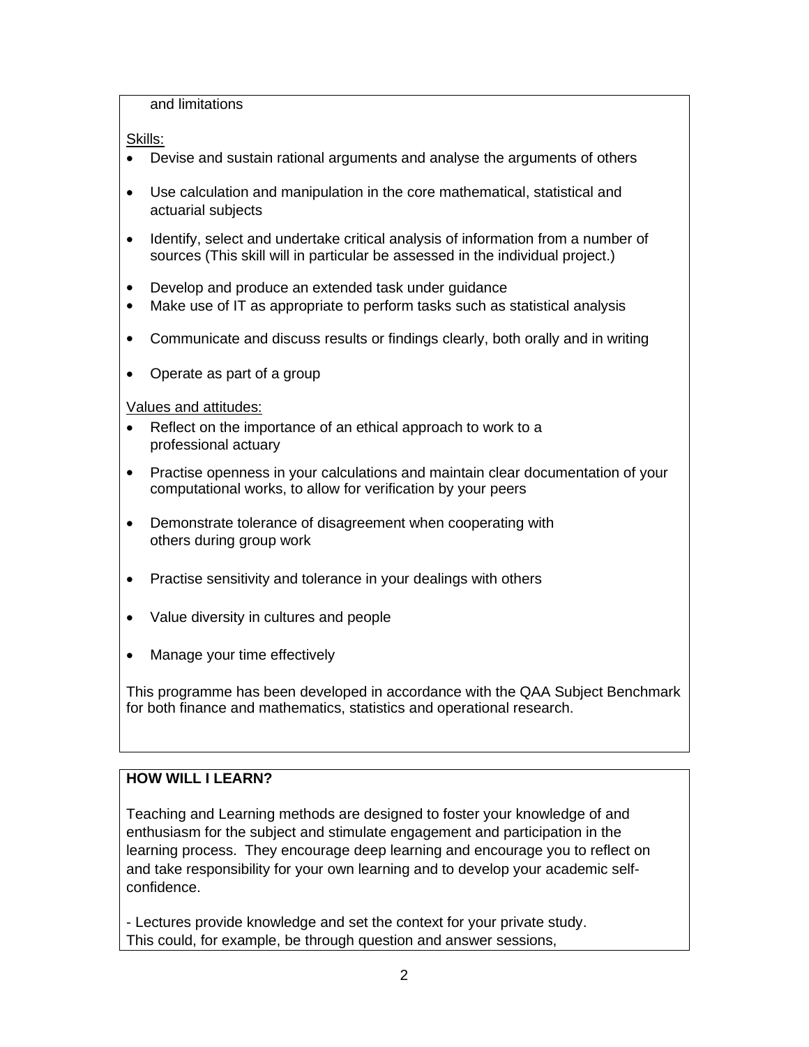and limitations

Skills:

- Devise and sustain rational arguments and analyse the arguments of others
- Use calculation and manipulation in the core mathematical, statistical and actuarial subjects
- Identify, select and undertake critical analysis of information from a number of sources (This skill will in particular be assessed in the individual project.)
- Develop and produce an extended task under guidance
- Make use of IT as appropriate to perform tasks such as statistical analysis
- Communicate and discuss results or findings clearly, both orally and in writing
- Operate as part of a group

Values and attitudes:

- Reflect on the importance of an ethical approach to work to a professional actuary
- Practise openness in your calculations and maintain clear documentation of your computational works, to allow for verification by your peers
- Demonstrate tolerance of disagreement when cooperating with others during group work
- Practise sensitivity and tolerance in your dealings with others
- Value diversity in cultures and people
- Manage your time effectively

This programme has been developed in accordance with the QAA Subject Benchmark for both finance and mathematics, statistics and operational research.

**HOW WILL I LEARN?**

Teaching and Learning methods are designed to foster your knowledge of and enthusiasm for the subject and stimulate engagement and participation in the learning process. They encourage deep learning and encourage you to reflect on and take responsibility for your own learning and to develop your academic self-confidence.

- Lectures provide knowledge and set the context for your private study. This could, for example, be through question and answer sessions,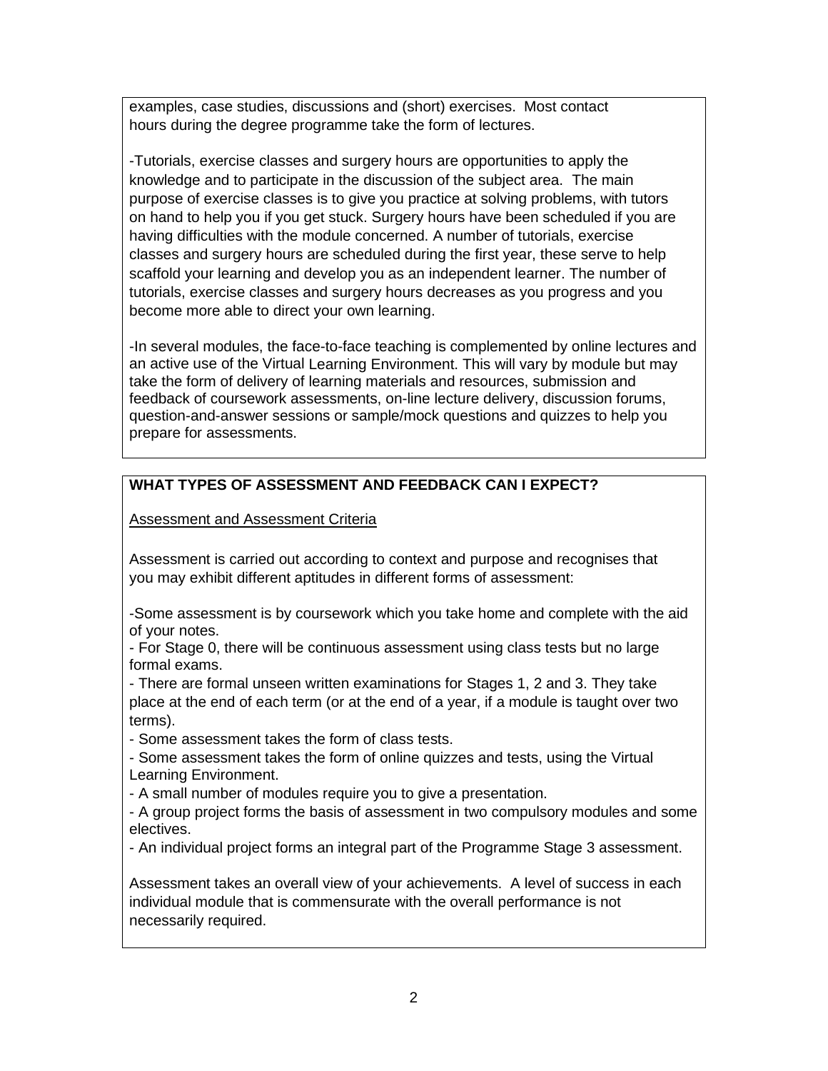examples, case studies, discussions and (short) exercises. Most contact hours during the degree programme take the form of lectures.

-Tutorials, exercise classes and surgery hours are opportunities to apply the knowledge and to participate in the discussion of the subject area. The main purpose of exercise classes is to give you practice at solving problems, with tutors on hand to help you if you get stuck. Surgery hours have been scheduled if you are having difficulties with the module concerned. A number of tutorials, exercise classes and surgery hours are scheduled during the first year, these serve to help scaffold your learning and develop you as an independent learner. The number of tutorials, exercise classes and surgery hours decreases as you progress and you become more able to direct your own learning.

-In several modules, the face-to-face teaching is complemented by online lectures and an active use of the Virtual Learning Environment. This will vary by module but may take the form of delivery of learning materials and resources, submission and feedback of coursework assessments, on-line lecture delivery, discussion forums, question-and-answer sessions or sample/mock questions and quizzes to help you prepare for assessments.

## WHAT TYPES OF ASSESSMENT AND FEEDBACK CAN I EXPECT?

Assessment and Assessment Criteria

Assessment is carried out according to context and purpose and recognises that you may exhibit different aptitudes in different forms of assessment:

-Some assessment is by coursework which you take home and complete with the aid of your notes.
- For Stage 0, there will be continuous assessment using class tests but no large formal exams.
- There are formal unseen written examinations for Stages 1, 2 and 3. They take place at the end of each term (or at the end of a year, if a module is taught over two terms).
- Some assessment takes the form of class tests.
- Some assessment takes the form of online quizzes and tests, using the Virtual Learning Environment.
- A small number of modules require you to give a presentation.
- A group project forms the basis of assessment in two compulsory modules and some electives.
- An individual project forms an integral part of the Programme Stage 3 assessment.

Assessment takes an overall view of your achievements. A level of success in each individual module that is commensurate with the overall performance is not necessarily required.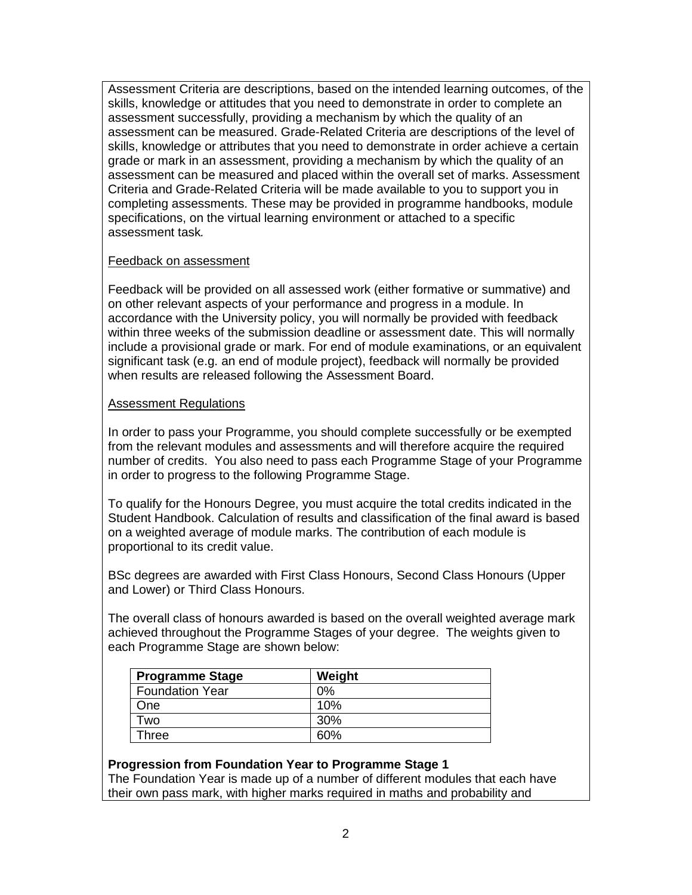Assessment Criteria are descriptions, based on the intended learning outcomes, of the skills, knowledge or attitudes that you need to demonstrate in order to complete an assessment successfully, providing a mechanism by which the quality of an assessment can be measured. Grade-Related Criteria are descriptions of the level of skills, knowledge or attributes that you need to demonstrate in order achieve a certain grade or mark in an assessment, providing a mechanism by which the quality of an assessment can be measured and placed within the overall set of marks. Assessment Criteria and Grade-Related Criteria will be made available to you to support you in completing assessments. These may be provided in programme handbooks, module specifications, on the virtual learning environment or attached to a specific assessment task*.*

<u>Feedback on assessment</u>

Feedback will be provided on all assessed work (either formative or summative) and on other relevant aspects of your performance and progress in a module. In accordance with the University policy, you will normally be provided with feedback within three weeks of the submission deadline or assessment date. This will normally include a provisional grade or mark. For end of module examinations, or an equivalent significant task (e.g. an end of module project), feedback will normally be provided when results are released following the Assessment Board.

<u>Assessment Regulations</u>

In order to pass your Programme, you should complete successfully or be exempted from the relevant modules and assessments and will therefore acquire the required number of credits. You also need to pass each Programme Stage of your Programme in order to progress to the following Programme Stage.

To qualify for the Honours Degree, you must acquire the total credits indicated in the Student Handbook. Calculation of results and classification of the final award is based on a weighted average of module marks. The contribution of each module is proportional to its credit value.

BSc degrees are awarded with First Class Honours, Second Class Honours (Upper and Lower) or Third Class Honours.

The overall class of honours awarded is based on the overall weighted average mark achieved throughout the Programme Stages of your degree. The weights given to each Programme Stage are shown below:

| **Programme Stage** | **Weight** |
|---|---|
| Foundation Year | 0% |
| One | 10% |
| Two | 30% |
| Three | 60% |

**Progression from Foundation Year to Programme Stage 1**

The Foundation Year is made up of a number of different modules that each have their own pass mark, with higher marks required in maths and probability and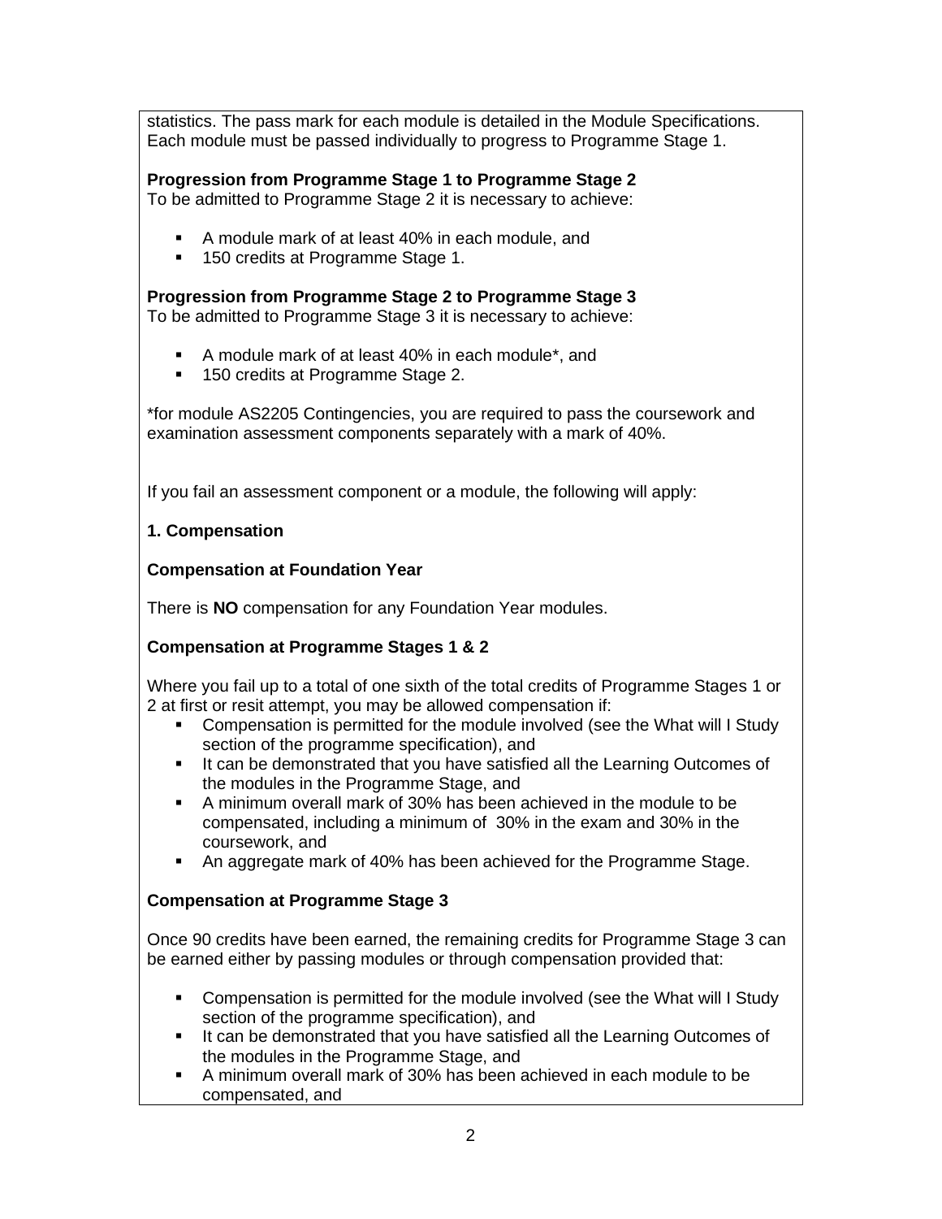statistics. The pass mark for each module is detailed in the Module Specifications. Each module must be passed individually to progress to Programme Stage 1.

**Progression from Programme Stage 1 to Programme Stage 2**
To be admitted to Programme Stage 2 it is necessary to achieve:

- A module mark of at least 40% in each module, and
- 150 credits at Programme Stage 1.

**Progression from Programme Stage 2 to Programme Stage 3**
To be admitted to Programme Stage 3 it is necessary to achieve:

- A module mark of at least 40% in each module*, and
- 150 credits at Programme Stage 2.

*for module AS2205 Contingencies, you are required to pass the coursework and examination assessment components separately with a mark of 40%.

If you fail an assessment component or a module, the following will apply:

**1. Compensation**

**Compensation at Foundation Year**

There is **NO** compensation for any Foundation Year modules.

**Compensation at Programme Stages 1 & 2**

Where you fail up to a total of one sixth of the total credits of Programme Stages 1 or 2 at first or resit attempt, you may be allowed compensation if:

- Compensation is permitted for the module involved (see the What will I Study section of the programme specification), and
- It can be demonstrated that you have satisfied all the Learning Outcomes of the modules in the Programme Stage, and
- A minimum overall mark of 30% has been achieved in the module to be compensated, including a minimum of 30% in the exam and 30% in the coursework, and
- An aggregate mark of 40% has been achieved for the Programme Stage.

**Compensation at Programme Stage 3**

Once 90 credits have been earned, the remaining credits for Programme Stage 3 can be earned either by passing modules or through compensation provided that:

- Compensation is permitted for the module involved (see the What will I Study section of the programme specification), and
- It can be demonstrated that you have satisfied all the Learning Outcomes of the modules in the Programme Stage, and
- A minimum overall mark of 30% has been achieved in each module to be compensated, and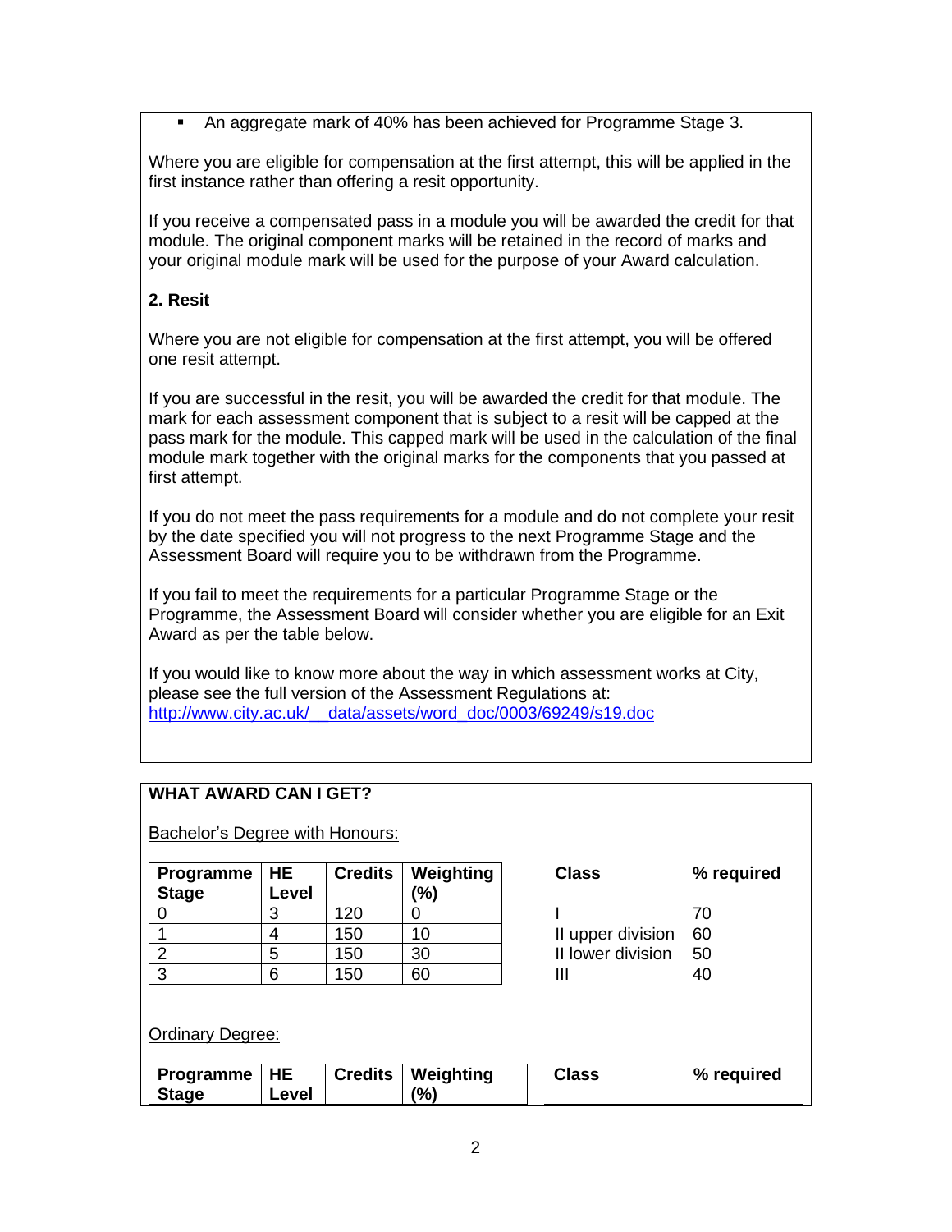- An aggregate mark of 40% has been achieved for Programme Stage 3.

Where you are eligible for compensation at the first attempt, this will be applied in the first instance rather than offering a resit opportunity.

If you receive a compensated pass in a module you will be awarded the credit for that module. The original component marks will be retained in the record of marks and your original module mark will be used for the purpose of your Award calculation.

**2. Resit**

Where you are not eligible for compensation at the first attempt, you will be offered one resit attempt.

If you are successful in the resit, you will be awarded the credit for that module. The mark for each assessment component that is subject to a resit will be capped at the pass mark for the module. This capped mark will be used in the calculation of the final module mark together with the original marks for the components that you passed at first attempt.

If you do not meet the pass requirements for a module and do not complete your resit by the date specified you will not progress to the next Programme Stage and the Assessment Board will require you to be withdrawn from the Programme.

If you fail to meet the requirements for a particular Programme Stage or the Programme, the Assessment Board will consider whether you are eligible for an Exit Award as per the table below.

If you would like to know more about the way in which assessment works at City, please see the full version of the Assessment Regulations at: [http://www.city.ac.uk/__data/assets/word_doc/0003/69249/s19.doc](http://www.city.ac.uk/__data/assets/word_doc/0003/69249/s19.doc)

**WHAT AWARD CAN I GET?**

Bachelor's Degree with Honours:

| Programme Stage | HE Level | Credits | Weighting (%) |
|---|---|---|---|
| 0 | 3 | 120 | 0 |
| 1 | 4 | 150 | 10 |
| 2 | 5 | 150 | 30 |
| 3 | 6 | 150 | 60 |

| Class | % required |
|---|---|
| I | 70 |
| II upper division | 60 |
| II lower division | 50 |
| III | 40 |

Ordinary Degree:

| Programme Stage | HE Level | Credits | Weighting (%) |
|---|---|---|---|

| Class | % required |
|---|---|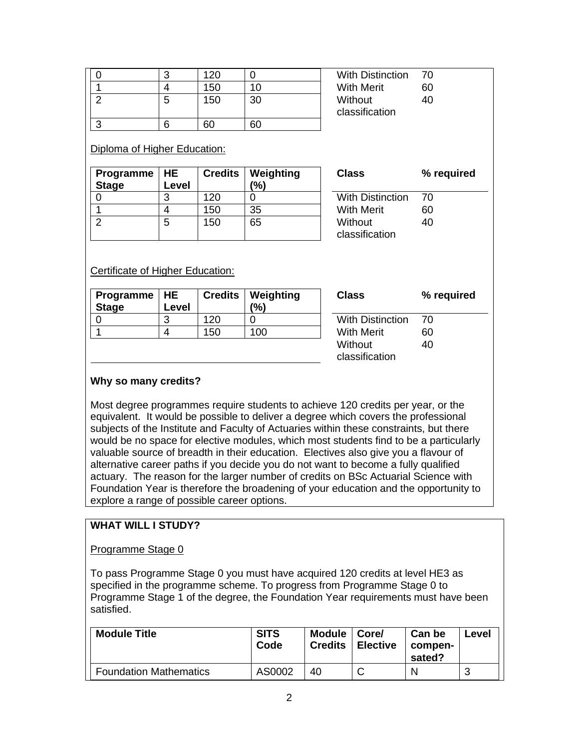| Programme Stage | HE Level | Credits | Weighting (%) |
|---|---|---|---|
| 0 | 3 | 120 | 0 |
| 1 | 4 | 150 | 10 |
| 2 | 5 | 150 | 30 |
| 3 | 6 | 60 | 60 |

| Class | % required |
|---|---|
| With Distinction | 70 |
| With Merit | 60 |
| Without classification | 40 |

Diploma of Higher Education:

| Programme Stage | HE Level | Credits | Weighting (%) |
|---|---|---|---|
| 0 | 3 | 120 | 0 |
| 1 | 4 | 150 | 35 |
| 2 | 5 | 150 | 65 |

| Class | % required |
|---|---|
| With Distinction | 70 |
| With Merit | 60 |
| Without classification | 40 |

Certificate of Higher Education:

| Programme Stage | HE Level | Credits | Weighting (%) |
|---|---|---|---|
| 0 | 3 | 120 | 0 |
| 1 | 4 | 150 | 100 |

| Class | % required |
|---|---|
| With Distinction | 70 |
| With Merit | 60 |
| Without classification | 40 |

**Why so many credits?**

Most degree programmes require students to achieve 120 credits per year, or the equivalent. It would be possible to deliver a degree which covers the professional subjects of the Institute and Faculty of Actuaries within these constraints, but there would be no space for elective modules, which most students find to be a particularly valuable source of breadth in their education. Electives also give you a flavour of alternative career paths if you decide you do not want to become a fully qualified actuary. The reason for the larger number of credits on BSc Actuarial Science with Foundation Year is therefore the broadening of your education and the opportunity to explore a range of possible career options.

**WHAT WILL I STUDY?**

Programme Stage 0

To pass Programme Stage 0 you must have acquired 120 credits at level HE3 as specified in the programme scheme. To progress from Programme Stage 0 to Programme Stage 1 of the degree, the Foundation Year requirements must have been satisfied.

| Module Title | SITS Code | Module Credits | Core/ Elective | Can be compen-sated? | Level |
|---|---|---|---|---|---|
| Foundation Mathematics | AS0002 | 40 | C | N | 3 |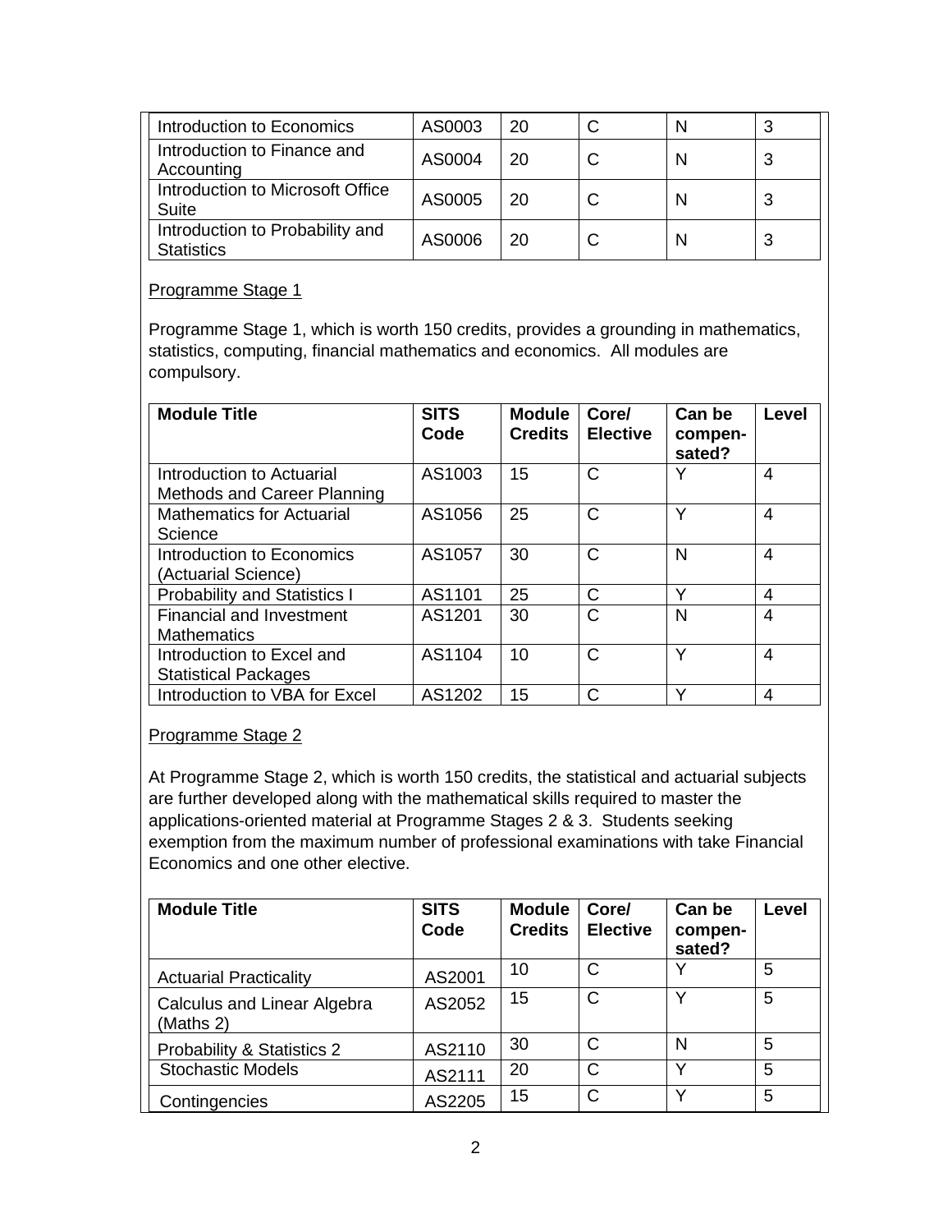| Introduction to Economics | AS0003 | 20 | C | N | 3 |
|---|---|---|---|---|---|
| Introduction to Finance and Accounting | AS0004 | 20 | C | N | 3 |
| Introduction to Microsoft Office Suite | AS0005 | 20 | C | N | 3 |
| Introduction to Probability and Statistics | AS0006 | 20 | C | N | 3 |

Programme Stage 1

Programme Stage 1, which is worth 150 credits, provides a grounding in mathematics, statistics, computing, financial mathematics and economics. All modules are compulsory.

| Module Title | SITS Code | Module Credits | Core/ Elective | Can be compen-sated? | Level |
|---|---|---|---|---|---|
| Introduction to Actuarial Methods and Career Planning | AS1003 | 15 | C | Y | 4 |
| Mathematics for Actuarial Science | AS1056 | 25 | C | Y | 4 |
| Introduction to Economics (Actuarial Science) | AS1057 | 30 | C | N | 4 |
| Probability and Statistics I | AS1101 | 25 | C | Y | 4 |
| Financial and Investment Mathematics | AS1201 | 30 | C | N | 4 |
| Introduction to Excel and Statistical Packages | AS1104 | 10 | C | Y | 4 |
| Introduction to VBA for Excel | AS1202 | 15 | C | Y | 4 |

Programme Stage 2

At Programme Stage 2, which is worth 150 credits, the statistical and actuarial subjects are further developed along with the mathematical skills required to master the applications-oriented material at Programme Stages 2 & 3. Students seeking exemption from the maximum number of professional examinations with take Financial Economics and one other elective.

| Module Title | SITS Code | Module Credits | Core/ Elective | Can be compen-sated? | Level |
|---|---|---|---|---|---|
| Actuarial Practicality | AS2001 | 10 | C | Y | 5 |
| Calculus and Linear Algebra (Maths 2) | AS2052 | 15 | C | Y | 5 |
| Probability & Statistics 2 | AS2110 | 30 | C | N | 5 |
| Stochastic Models | AS2111 | 20 | C | Y | 5 |
| Contingencies | AS2205 | 15 | C | Y | 5 |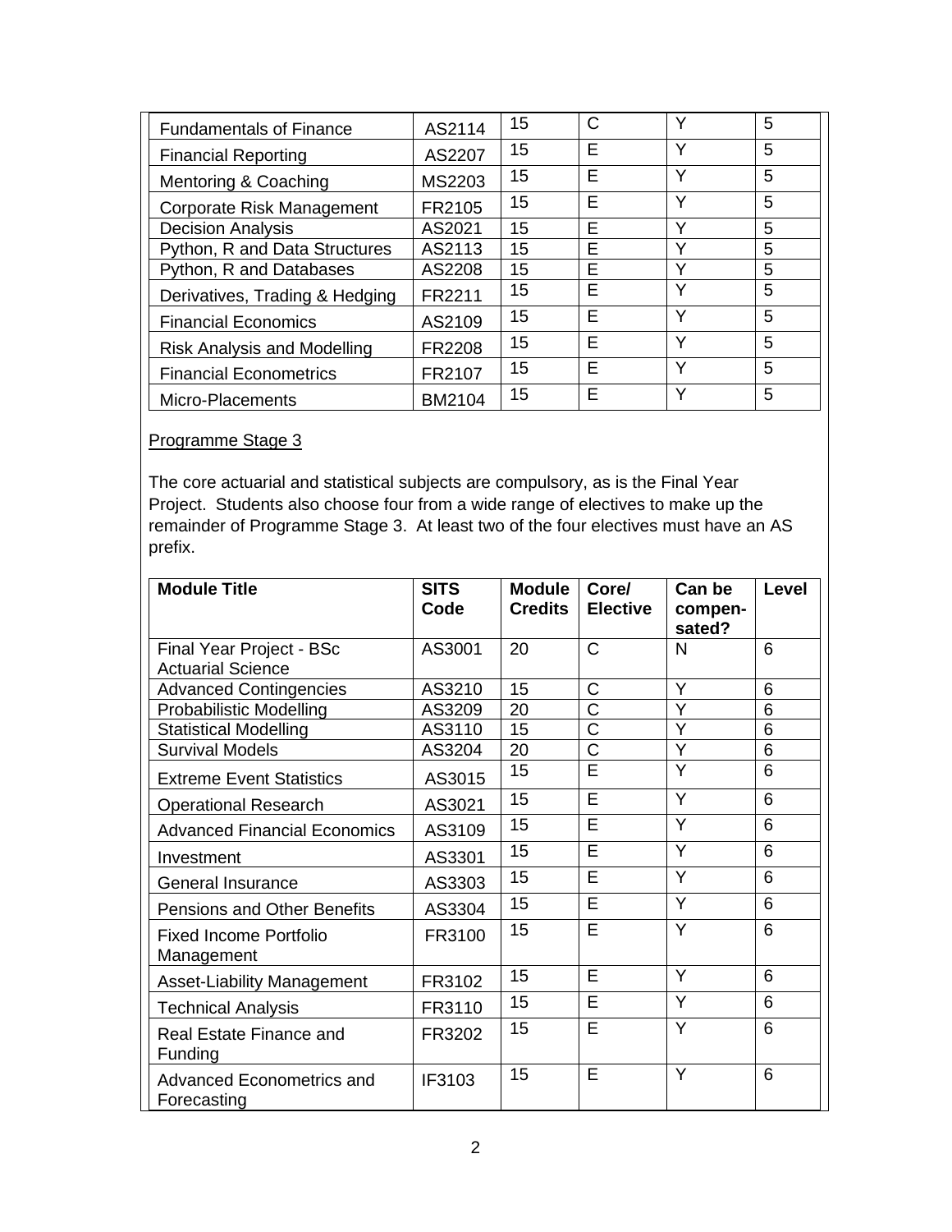| Fundamentals of Finance | AS2114 | 15 | C | Y | 5 |
|---|---|---|---|---|---|
| Financial Reporting | AS2207 | 15 | E | Y | 5 |
| Mentoring & Coaching | MS2203 | 15 | E | Y | 5 |
| Corporate Risk Management | FR2105 | 15 | E | Y | 5 |
| Decision Analysis | AS2021 | 15 | E | Y | 5 |
| Python, R and Data Structures | AS2113 | 15 | E | Y | 5 |
| Python, R and Databases | AS2208 | 15 | E | Y | 5 |
| Derivatives, Trading & Hedging | FR2211 | 15 | E | Y | 5 |
| Financial Economics | AS2109 | 15 | E | Y | 5 |
| Risk Analysis and Modelling | FR2208 | 15 | E | Y | 5 |
| Financial Econometrics | FR2107 | 15 | E | Y | 5 |
| Micro-Placements | BM2104 | 15 | E | Y | 5 |

Programme Stage 3

The core actuarial and statistical subjects are compulsory, as is the Final Year Project. Students also choose four from a wide range of electives to make up the remainder of Programme Stage 3. At least two of the four electives must have an AS prefix.

| Module Title | SITS Code | Module Credits | Core/ Elective | Can be compen-sated? | Level |
|---|---|---|---|---|---|
| Final Year Project - BSc Actuarial Science | AS3001 | 20 | C | N | 6 |
| Advanced Contingencies | AS3210 | 15 | C | Y | 6 |
| Probabilistic Modelling | AS3209 | 20 | C | Y | 6 |
| Statistical Modelling | AS3110 | 15 | C | Y | 6 |
| Survival Models | AS3204 | 20 | C | Y | 6 |
| Extreme Event Statistics | AS3015 | 15 | E | Y | 6 |
| Operational Research | AS3021 | 15 | E | Y | 6 |
| Advanced Financial Economics | AS3109 | 15 | E | Y | 6 |
| Investment | AS3301 | 15 | E | Y | 6 |
| General Insurance | AS3303 | 15 | E | Y | 6 |
| Pensions and Other Benefits | AS3304 | 15 | E | Y | 6 |
| Fixed Income Portfolio Management | FR3100 | 15 | E | Y | 6 |
| Asset-Liability Management | FR3102 | 15 | E | Y | 6 |
| Technical Analysis | FR3110 | 15 | E | Y | 6 |
| Real Estate Finance and Funding | FR3202 | 15 | E | Y | 6 |
| Advanced Econometrics and Forecasting | IF3103 | 15 | E | Y | 6 |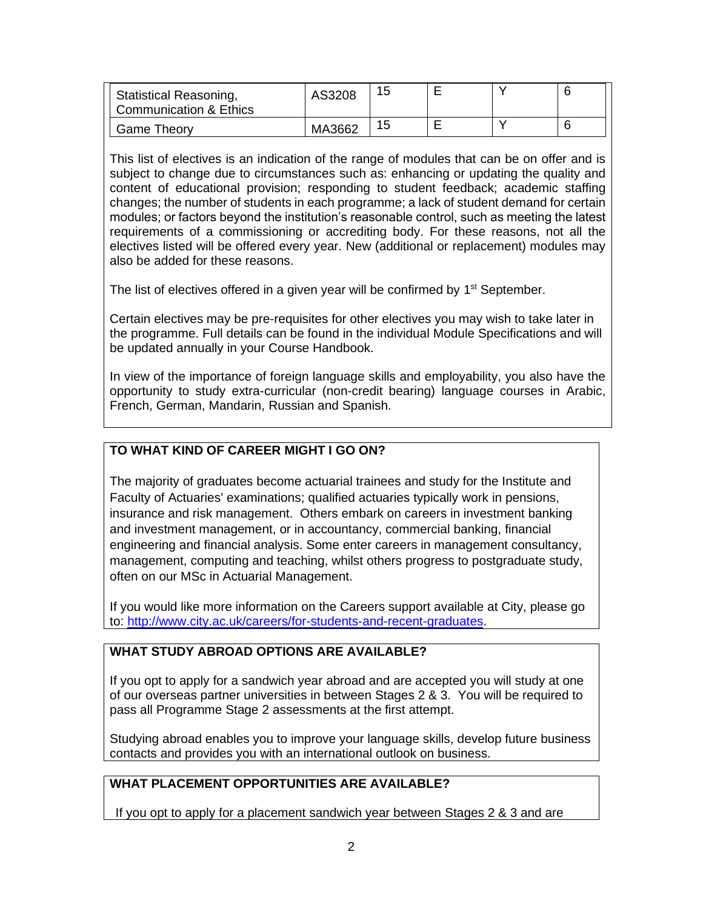| | | | | | |
|---|---|---|---|---|---|
| Statistical Reasoning, Communication & Ethics | AS3208 | 15 | E | Y | 6 |
| Game Theory | MA3662 | 15 | E | Y | 6 |

This list of electives is an indication of the range of modules that can be on offer and is subject to change due to circumstances such as: enhancing or updating the quality and content of educational provision; responding to student feedback; academic staffing changes; the number of students in each programme; a lack of student demand for certain modules; or factors beyond the institution's reasonable control, such as meeting the latest requirements of a commissioning or accrediting body. For these reasons, not all the electives listed will be offered every year. New (additional or replacement) modules may also be added for these reasons.

The list of electives offered in a given year will be confirmed by 1st September.

Certain electives may be pre-requisites for other electives you may wish to take later in the programme. Full details can be found in the individual Module Specifications and will be updated annually in your Course Handbook.

In view of the importance of foreign language skills and employability, you also have the opportunity to study extra-curricular (non-credit bearing) language courses in Arabic, French, German, Mandarin, Russian and Spanish.

**TO WHAT KIND OF CAREER MIGHT I GO ON?**

The majority of graduates become actuarial trainees and study for the Institute and Faculty of Actuaries' examinations; qualified actuaries typically work in pensions, insurance and risk management. Others embark on careers in investment banking and investment management, or in accountancy, commercial banking, financial engineering and financial analysis. Some enter careers in management consultancy, management, computing and teaching, whilst others progress to postgraduate study, often on our MSc in Actuarial Management.

If you would like more information on the Careers support available at City, please go to: [http://www.city.ac.uk/careers/for-students-and-recent-graduates](http://www.city.ac.uk/careers/for-students-and-recent-graduates).

**WHAT STUDY ABROAD OPTIONS ARE AVAILABLE?**

If you opt to apply for a sandwich year abroad and are accepted you will study at one of our overseas partner universities in between Stages 2 & 3. You will be required to pass all Programme Stage 2 assessments at the first attempt.

Studying abroad enables you to improve your language skills, develop future business contacts and provides you with an international outlook on business.

**WHAT PLACEMENT OPPORTUNITIES ARE AVAILABLE?**

If you opt to apply for a placement sandwich year between Stages 2 & 3 and are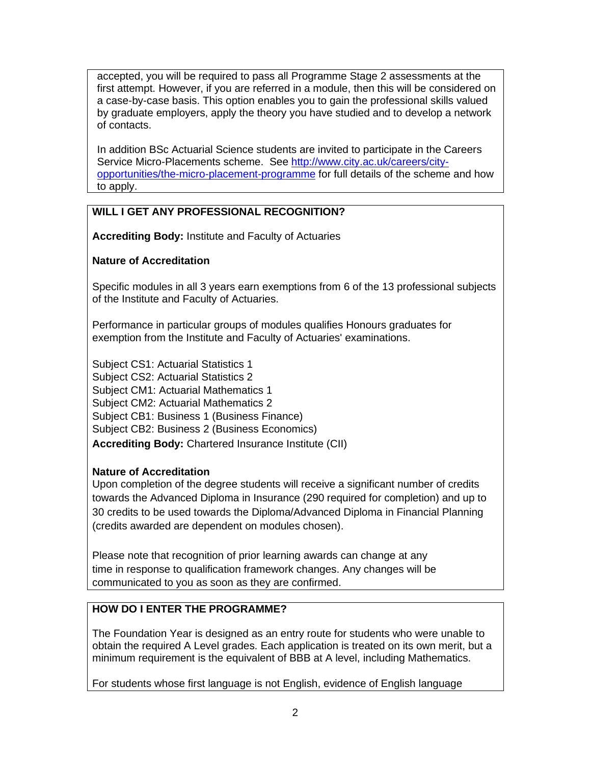accepted, you will be required to pass all Programme Stage 2 assessments at the first attempt. However, if you are referred in a module, then this will be considered on a case-by-case basis. This option enables you to gain the professional skills valued by graduate employers, apply the theory you have studied and to develop a network of contacts.

In addition BSc Actuarial Science students are invited to participate in the Careers Service Micro-Placements scheme. See [http://www.city.ac.uk/careers/city-opportunities/the-micro-placement-programme](http://www.city.ac.uk/careers/city-opportunities/the-micro-placement-programme) for full details of the scheme and how to apply.

## WILL I GET ANY PROFESSIONAL RECOGNITION?

**Accrediting Body:** Institute and Faculty of Actuaries

**Nature of Accreditation**

Specific modules in all 3 years earn exemptions from 6 of the 13 professional subjects of the Institute and Faculty of Actuaries.

Performance in particular groups of modules qualifies Honours graduates for exemption from the Institute and Faculty of Actuaries' examinations.

Subject CS1: Actuarial Statistics 1
Subject CS2: Actuarial Statistics 2
Subject CM1: Actuarial Mathematics 1
Subject CM2: Actuarial Mathematics 2
Subject CB1: Business 1 (Business Finance)
Subject CB2: Business 2 (Business Economics)

**Accrediting Body:** Chartered Insurance Institute (CII)

**Nature of Accreditation**

Upon completion of the degree students will receive a significant number of credits towards the Advanced Diploma in Insurance (290 required for completion) and up to 30 credits to be used towards the Diploma/Advanced Diploma in Financial Planning (credits awarded are dependent on modules chosen).

Please note that recognition of prior learning awards can change at any time in response to qualification framework changes. Any changes will be communicated to you as soon as they are confirmed.

## HOW DO I ENTER THE PROGRAMME?

The Foundation Year is designed as an entry route for students who were unable to obtain the required A Level grades. Each application is treated on its own merit, but a minimum requirement is the equivalent of BBB at A level, including Mathematics.

For students whose first language is not English, evidence of English language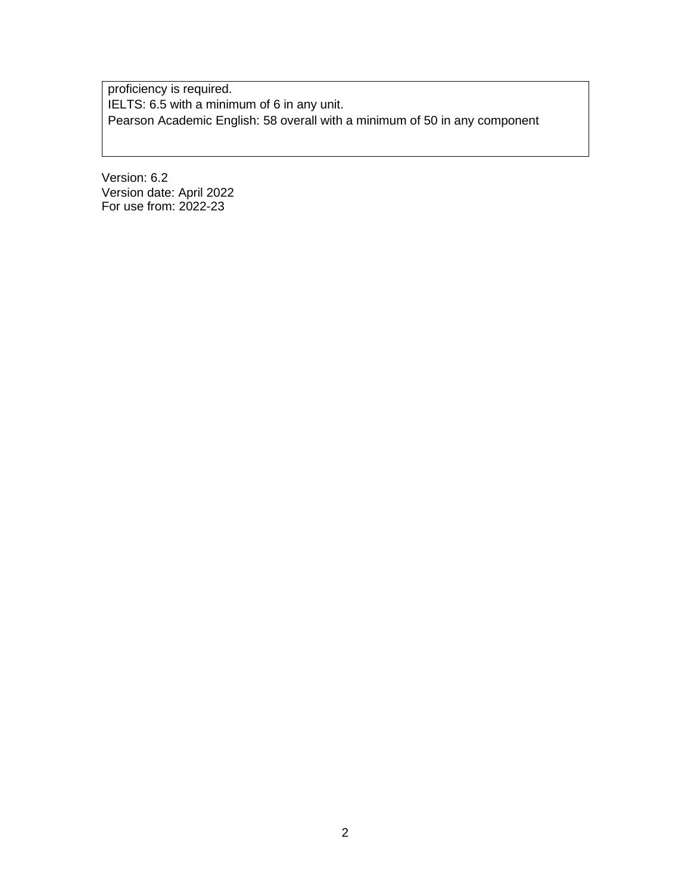| |
|---|
| proficiency is required.<br>IELTS: 6.5 with a minimum of 6 in any unit.<br>Pearson Academic English: 58 overall with a minimum of 50 in any component |

Version: 6.2
Version date: April 2022
For use from: 2022-23